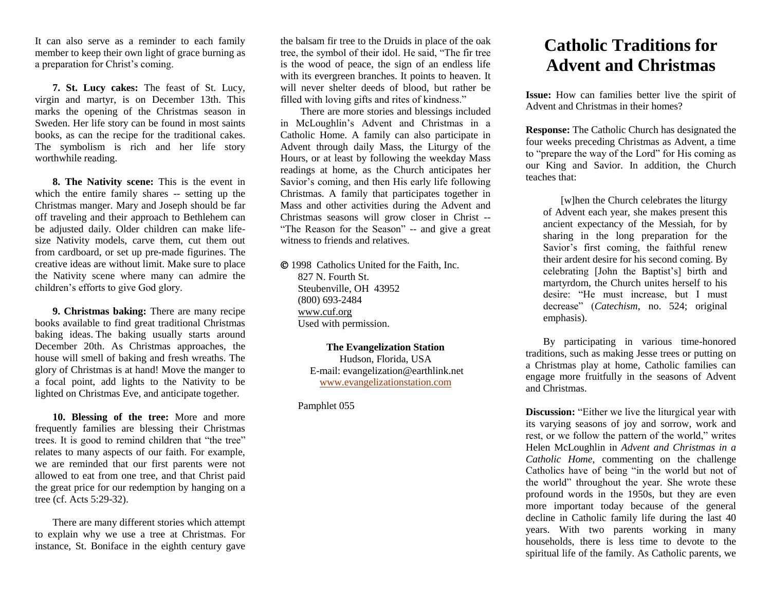It can also serve as a reminder to each family member to keep their own light of grace burning as a preparation for Christ's coming.

**7. St. Lucy cakes:** The feast of St. Lucy, virgin and martyr, is on December 13th. This marks the opening of the Christmas season in Sweden. Her life story can be found in most saints books, as can the recipe for the traditional cakes. The symbolism is rich and her life story worthwhile reading.

**8. The Nativity scene:** This is the event in which the entire family shares -- setting up the Christmas manger. Mary and Joseph should be far off traveling and their approach to Bethlehem can be adjusted daily. Older children can make life-size Nativity models, carve them, cut them out from cardboard, or set up pre-made figurines. The creative ideas are without limit. Make sure to place the Nativity scene where many can admire the children's efforts to give God glory.

**9. Christmas baking:** There are many recipe books available to find great traditional Christmas baking ideas. The baking usually starts around December 20th. As Christmas approaches, the house will smell of baking and fresh wreaths. The glory of Christmas is at hand! Move the manger to a focal point, add lights to the Nativity to be lighted on Christmas Eve, and anticipate together.

**10. Blessing of the tree:** More and more frequently families are blessing their Christmas trees. It is good to remind children that "the tree" relates to many aspects of our faith. For example, we are reminded that our first parents were not allowed to eat from one tree, and that Christ paid the great price for our redemption by hanging on a tree (cf. Acts 5:29-32).

There are many different stories which attempt to explain why we use a tree at Christmas. For instance, St. Boniface in the eighth century gave the balsam fir tree to the Druids in place of the oak tree, the symbol of their idol. He said, "The fir tree is the wood of peace, the sign of an endless life with its evergreen branches. It points to heaven. It will never shelter deeds of blood, but rather be filled with loving gifts and rites of kindness."

There are more stories and blessings included in McLoughlin's Advent and Christmas in a Catholic Home. A family can also participate in Advent through daily Mass, the Liturgy of the Hours, or at least by following the weekday Mass readings at home, as the Church anticipates her Savior's coming, and then His early life following Christmas. A family that participates together in Mass and other activities during the Advent and Christmas seasons will grow closer in Christ -- "The Reason for the Season" -- and give a great witness to friends and relatives.

© 1998 Catholics United for the Faith, Inc.
827 N. Fourth St.
Steubenville, OH 43952
(800) 693-2484
www.cuf.org
Used with permission.

**The Evangelization Station**
Hudson, Florida, USA
E-mail: evangelization@earthlink.net
www.evangelizationstation.com

Pamphlet 055

# Catholic Traditions for Advent and Christmas

**Issue:** How can families better live the spirit of Advent and Christmas in their homes?

**Response:** The Catholic Church has designated the four weeks preceding Christmas as Advent, a time to "prepare the way of the Lord" for His coming as our King and Savior. In addition, the Church teaches that:

> [w]hen the Church celebrates the liturgy of Advent each year, she makes present this ancient expectancy of the Messiah, for by sharing in the long preparation for the Savior's first coming, the faithful renew their ardent desire for his second coming. By celebrating [John the Baptist's] birth and martyrdom, the Church unites herself to his desire: "He must increase, but I must decrease" (*Catechism*, no. 524; original emphasis).

By participating in various time-honored traditions, such as making Jesse trees or putting on a Christmas play at home, Catholic families can engage more fruitfully in the seasons of Advent and Christmas.

**Discussion:** "Either we live the liturgical year with its varying seasons of joy and sorrow, work and rest, or we follow the pattern of the world," writes Helen McLoughlin in *Advent and Christmas in a Catholic Home*, commenting on the challenge Catholics have of being "in the world but not of the world" throughout the year. She wrote these profound words in the 1950s, but they are even more important today because of the general decline in Catholic family life during the last 40 years. With two parents working in many households, there is less time to devote to the spiritual life of the family. As Catholic parents, we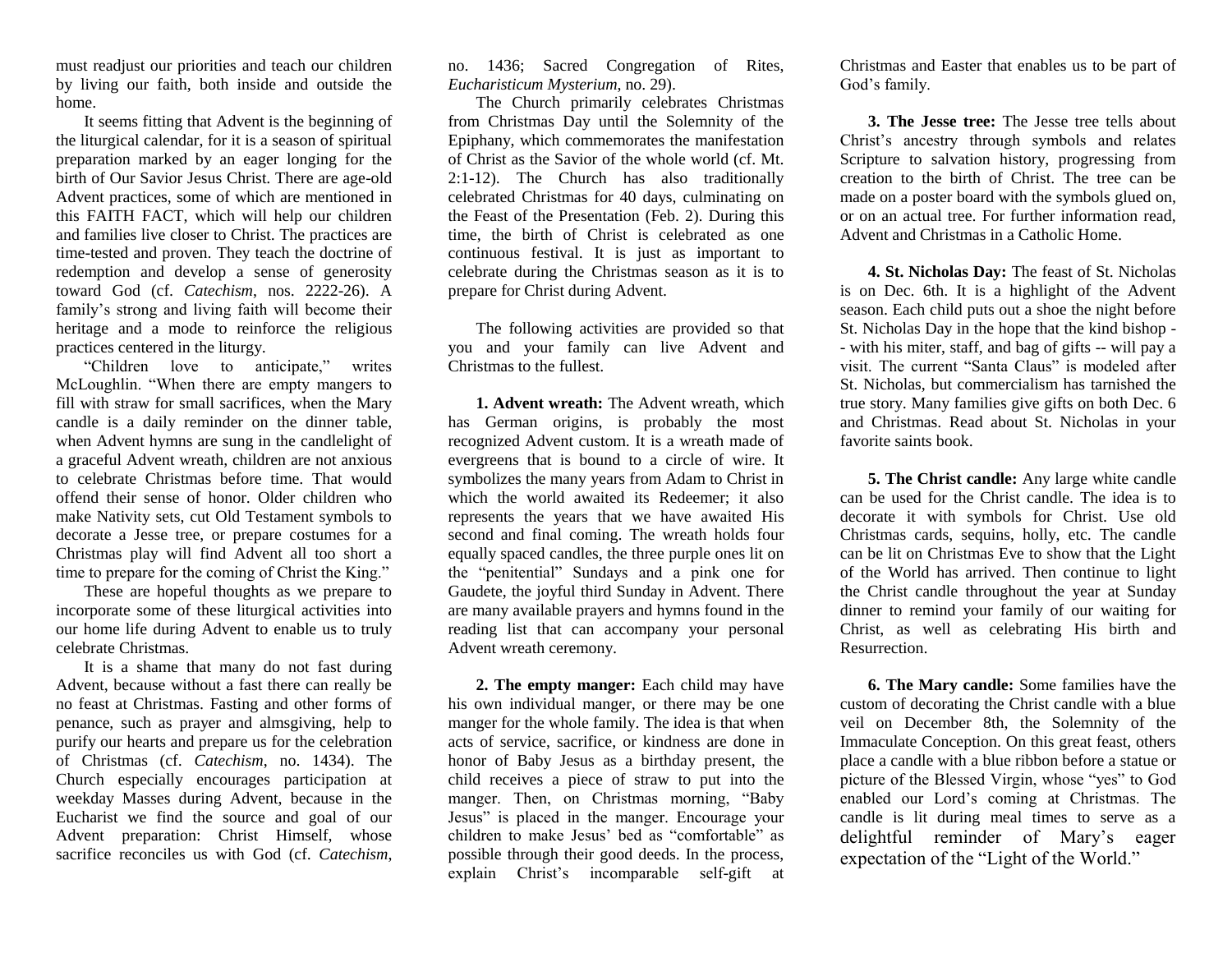must readjust our priorities and teach our children by living our faith, both inside and outside the home.

It seems fitting that Advent is the beginning of the liturgical calendar, for it is a season of spiritual preparation marked by an eager longing for the birth of Our Savior Jesus Christ. There are age-old Advent practices, some of which are mentioned in this FAITH FACT, which will help our children and families live closer to Christ. The practices are time-tested and proven. They teach the doctrine of redemption and develop a sense of generosity toward God (cf. *Catechism*, nos. 2222-26). A family's strong and living faith will become their heritage and a mode to reinforce the religious practices centered in the liturgy.

"Children love to anticipate," writes McLoughlin. "When there are empty mangers to fill with straw for small sacrifices, when the Mary candle is a daily reminder on the dinner table, when Advent hymns are sung in the candlelight of a graceful Advent wreath, children are not anxious to celebrate Christmas before time. That would offend their sense of honor. Older children who make Nativity sets, cut Old Testament symbols to decorate a Jesse tree, or prepare costumes for a Christmas play will find Advent all too short a time to prepare for the coming of Christ the King."

These are hopeful thoughts as we prepare to incorporate some of these liturgical activities into our home life during Advent to enable us to truly celebrate Christmas.

It is a shame that many do not fast during Advent, because without a fast there can really be no feast at Christmas. Fasting and other forms of penance, such as prayer and almsgiving, help to purify our hearts and prepare us for the celebration of Christmas (cf. *Catechism*, no. 1434). The Church especially encourages participation at weekday Masses during Advent, because in the Eucharist we find the source and goal of our Advent preparation: Christ Himself, whose sacrifice reconciles us with God (cf. *Catechism*, no. 1436; Sacred Congregation of Rites, *Eucharisticum Mysterium*, no. 29).

The Church primarily celebrates Christmas from Christmas Day until the Solemnity of the Epiphany, which commemorates the manifestation of Christ as the Savior of the whole world (cf. Mt. 2:1-12). The Church has also traditionally celebrated Christmas for 40 days, culminating on the Feast of the Presentation (Feb. 2). During this time, the birth of Christ is celebrated as one continuous festival. It is just as important to celebrate during the Christmas season as it is to prepare for Christ during Advent.

The following activities are provided so that you and your family can live Advent and Christmas to the fullest.

**1. Advent wreath:** The Advent wreath, which has German origins, is probably the most recognized Advent custom. It is a wreath made of evergreens that is bound to a circle of wire. It symbolizes the many years from Adam to Christ in which the world awaited its Redeemer; it also represents the years that we have awaited His second and final coming. The wreath holds four equally spaced candles, the three purple ones lit on the "penitential" Sundays and a pink one for Gaudete, the joyful third Sunday in Advent. There are many available prayers and hymns found in the reading list that can accompany your personal Advent wreath ceremony.

**2. The empty manger:** Each child may have his own individual manger, or there may be one manger for the whole family. The idea is that when acts of service, sacrifice, or kindness are done in honor of Baby Jesus as a birthday present, the child receives a piece of straw to put into the manger. Then, on Christmas morning, "Baby Jesus" is placed in the manger. Encourage your children to make Jesus' bed as "comfortable" as possible through their good deeds. In the process, explain Christ's incomparable self-gift at Christmas and Easter that enables us to be part of God's family.

**3. The Jesse tree:** The Jesse tree tells about Christ's ancestry through symbols and relates Scripture to salvation history, progressing from creation to the birth of Christ. The tree can be made on a poster board with the symbols glued on, or on an actual tree. For further information read, Advent and Christmas in a Catholic Home.

**4. St. Nicholas Day:** The feast of St. Nicholas is on Dec. 6th. It is a highlight of the Advent season. Each child puts out a shoe the night before St. Nicholas Day in the hope that the kind bishop -- with his miter, staff, and bag of gifts -- will pay a visit. The current "Santa Claus" is modeled after St. Nicholas, but commercialism has tarnished the true story. Many families give gifts on both Dec. 6 and Christmas. Read about St. Nicholas in your favorite saints book.

**5. The Christ candle:** Any large white candle can be used for the Christ candle. The idea is to decorate it with symbols for Christ. Use old Christmas cards, sequins, holly, etc. The candle can be lit on Christmas Eve to show that the Light of the World has arrived. Then continue to light the Christ candle throughout the year at Sunday dinner to remind your family of our waiting for Christ, as well as celebrating His birth and Resurrection.

**6. The Mary candle:** Some families have the custom of decorating the Christ candle with a blue veil on December 8th, the Solemnity of the Immaculate Conception. On this great feast, others place a candle with a blue ribbon before a statue or picture of the Blessed Virgin, whose "yes" to God enabled our Lord's coming at Christmas. The candle is lit during meal times to serve as a delightful reminder of Mary's eager expectation of the "Light of the World."